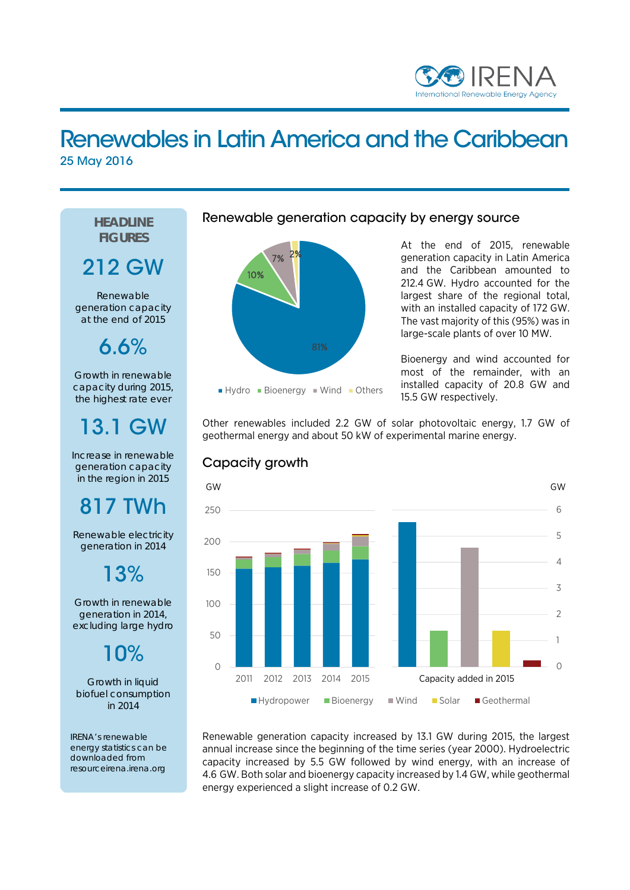# Renewables in Latin America and the Caribbean

25 May 2016

## HEADLINE FIGURES

**212 GW**

Renewable generation capacity at the end of 2015

**6.6%**

Growth in renewable capacity during 2015, the highest rate ever

**13.1 GW**

Increase in renewable generation capacity in the region in 2015

**817 TWh**

Renewable electricity generation in 2014

**13%**

Growth in renewable generation in 2014, excluding large hydro

**10%**

Growth in liquid biofuel consumption in 2014

IRENA's renewable energy statistics can be downloaded from resourceirena.irena.org

## Renewable generation capacity by energy source

At the end of 2015, renewable generation capacity in Latin America and the Caribbean amounted to 212.4 GW. Hydro accounted for the largest share of the regional total, with an installed capacity of 172 GW. The vast majority of this (95%) was in large-scale plants of over 10 MW.

Bioenergy and wind accounted for most of the remainder, with an installed capacity of 20.8 GW and 15.5 GW respectively.

Other renewables included 2.2 GW of solar photovoltaic energy, 1.7 GW of geothermal energy and about 50 kW of experimental marine energy.

## Capacity growth

Renewable generation capacity increased by 13.1 GW during 2015, the largest annual increase since the beginning of the time series (year 2000). Hydroelectric capacity increased by 5.5 GW followed by wind energy, with an increase of 4.6 GW. Both solar and bioenergy capacity increased by 1.4 GW, while geothermal energy experienced a slight increase of 0.2 GW.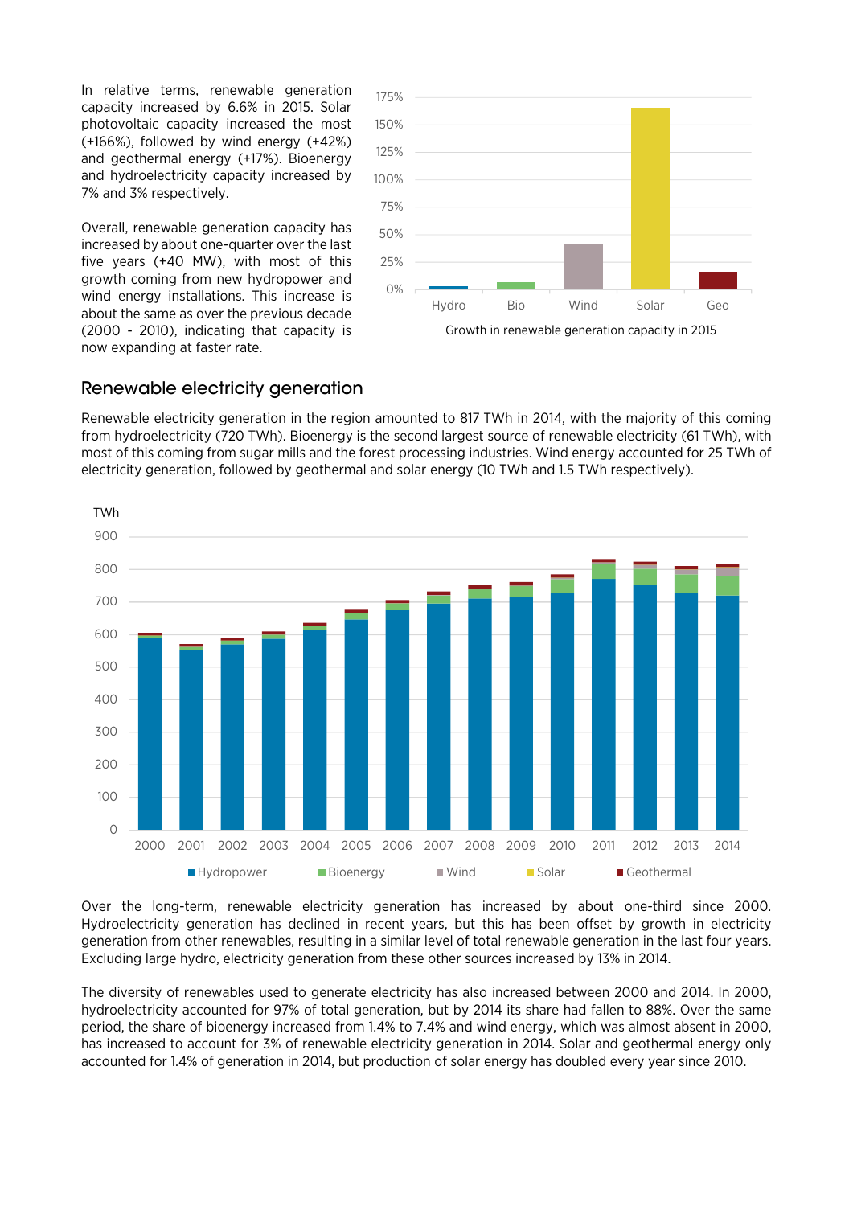In relative terms, renewable generation capacity increased by 6.6% in 2015. Solar photovoltaic capacity increased the most (+166%), followed by wind energy (+42%) and geothermal energy (+17%). Bioenergy and hydroelectricity capacity increased by 7% and 3% respectively.

Overall, renewable generation capacity has increased by about one-quarter over the last five years (+40 MW), with most of this growth coming from new hydropower and wind energy installations. This increase is about the same as over the previous decade (2000 - 2010), indicating that capacity is now expanding at faster rate.

Growth in renewable generation capacity in 2015

## Renewable electricity generation

Renewable electricity generation in the region amounted to 817 TWh in 2014, with the majority of this coming from hydroelectricity (720 TWh). Bioenergy is the second largest source of renewable electricity (61 TWh), with most of this coming from sugar mills and the forest processing industries. Wind energy accounted for 25 TWh of electricity generation, followed by geothermal and solar energy (10 TWh and 1.5 TWh respectively).

Over the long-term, renewable electricity generation has increased by about one-third since 2000. Hydroelectricity generation has declined in recent years, but this has been offset by growth in electricity generation from other renewables, resulting in a similar level of total renewable generation in the last four years. Excluding large hydro, electricity generation from these other sources increased by 13% in 2014.

The diversity of renewables used to generate electricity has also increased between 2000 and 2014. In 2000, hydroelectricity accounted for 97% of total generation, but by 2014 its share had fallen to 88%. Over the same period, the share of bioenergy increased from 1.4% to 7.4% and wind energy, which was almost absent in 2000, has increased to account for 3% of renewable electricity generation in 2014. Solar and geothermal energy only accounted for 1.4% of generation in 2014, but production of solar energy has doubled every year since 2010.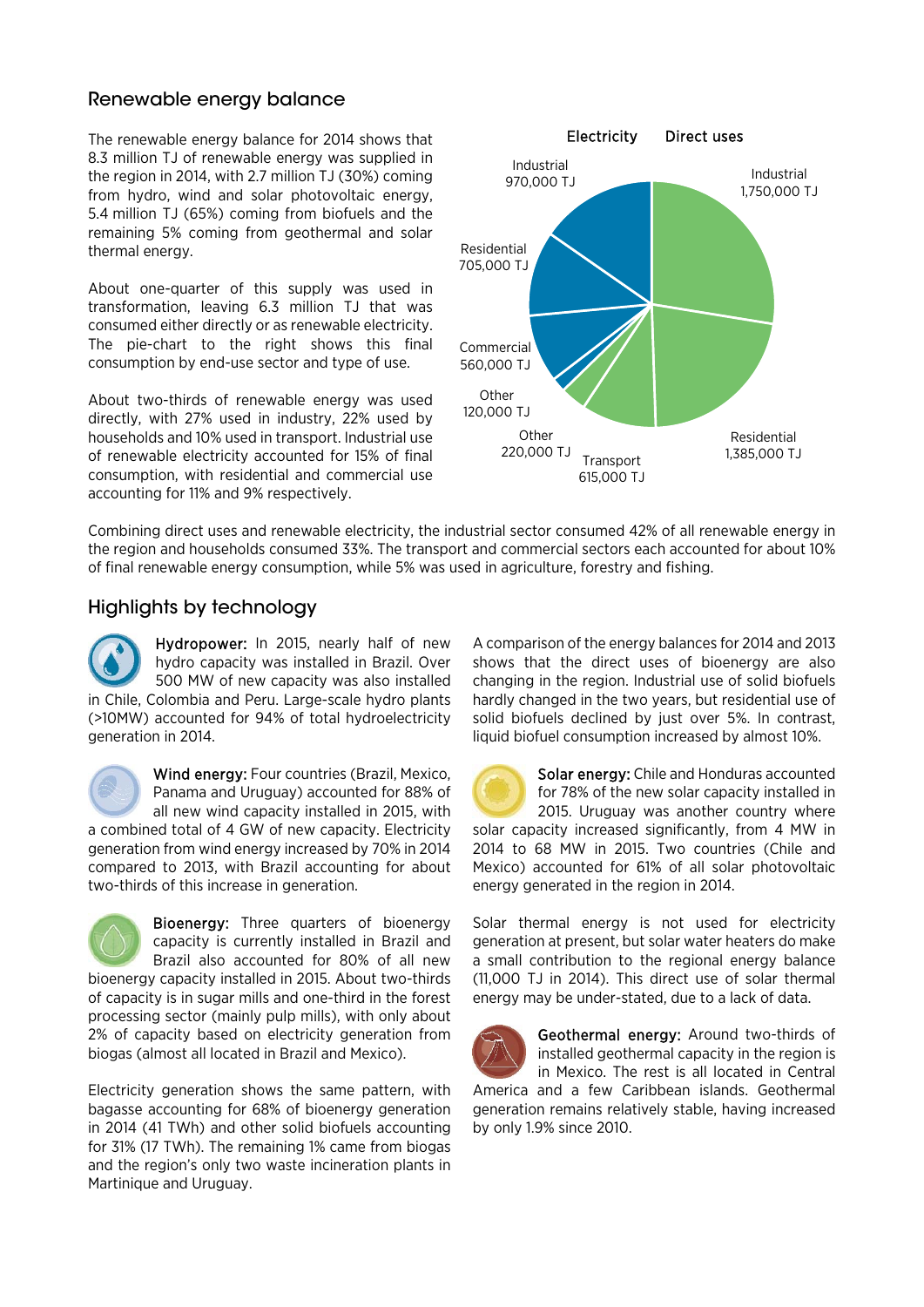## Renewable energy balance

The renewable energy balance for 2014 shows that 8.3 million TJ of renewable energy was supplied in the region in 2014, with 2.7 million TJ (30%) coming from hydro, wind and solar photovoltaic energy, 5.4 million TJ (65%) coming from biofuels and the remaining 5% coming from geothermal and solar thermal energy.

About one-quarter of this supply was used in transformation, leaving 6.3 million TJ that was consumed either directly or as renewable electricity. The pie-chart to the right shows this final consumption by end-use sector and type of use.

About two-thirds of renewable energy was used directly, with 27% used in industry, 22% used by households and 10% used in transport. Industrial use of renewable electricity accounted for 15% of final consumption, with residential and commercial use accounting for 11% and 9% respectively.

Electricity

Direct uses

Industrial
970,000 TJ

Residential
705,000 TJ

Commercial
560,000 TJ

Other
120,000 TJ

Other
220,000 TJ

Transport
615,000 TJ

Residential
1,385,000 TJ

Industrial
1,750,000 TJ

Combining direct uses and renewable electricity, the industrial sector consumed 42% of all renewable energy in the region and households consumed 33%. The transport and commercial sectors each accounted for about 10% of final renewable energy consumption, while 5% was used in agriculture, forestry and fishing.

## Highlights by technology

**Hydropower:** In 2015, nearly half of new hydro capacity was installed in Brazil. Over 500 MW of new capacity was also installed in Chile, Colombia and Peru. Large-scale hydro plants (>10MW) accounted for 94% of total hydroelectricity generation in 2014.

**Wind energy:** Four countries (Brazil, Mexico, Panama and Uruguay) accounted for 88% of all new wind capacity installed in 2015, with a combined total of 4 GW of new capacity. Electricity generation from wind energy increased by 70% in 2014 compared to 2013, with Brazil accounting for about two-thirds of this increase in generation.

**Bioenergy:** Three quarters of bioenergy capacity is currently installed in Brazil and Brazil also accounted for 80% of all new bioenergy capacity installed in 2015. About two-thirds of capacity is in sugar mills and one-third in the forest processing sector (mainly pulp mills), with only about 2% of capacity based on electricity generation from biogas (almost all located in Brazil and Mexico).

Electricity generation shows the same pattern, with bagasse accounting for 68% of bioenergy generation in 2014 (41 TWh) and other solid biofuels accounting for 31% (17 TWh). The remaining 1% came from biogas and the region's only two waste incineration plants in Martinique and Uruguay.

A comparison of the energy balances for 2014 and 2013 shows that the direct uses of bioenergy are also changing in the region. Industrial use of solid biofuels hardly changed in the two years, but residential use of solid biofuels declined by just over 5%. In contrast, liquid biofuel consumption increased by almost 10%.

**Solar energy:** Chile and Honduras accounted for 78% of the new solar capacity installed in 2015. Uruguay was another country where solar capacity increased significantly, from 4 MW in 2014 to 68 MW in 2015. Two countries (Chile and Mexico) accounted for 61% of all solar photovoltaic energy generated in the region in 2014.

Solar thermal energy is not used for electricity generation at present, but solar water heaters do make a small contribution to the regional energy balance (11,000 TJ in 2014). This direct use of solar thermal energy may be under-stated, due to a lack of data.

**Geothermal energy:** Around two-thirds of installed geothermal capacity in the region is in Mexico. The rest is all located in Central America and a few Caribbean islands. Geothermal generation remains relatively stable, having increased by only 1.9% since 2010.